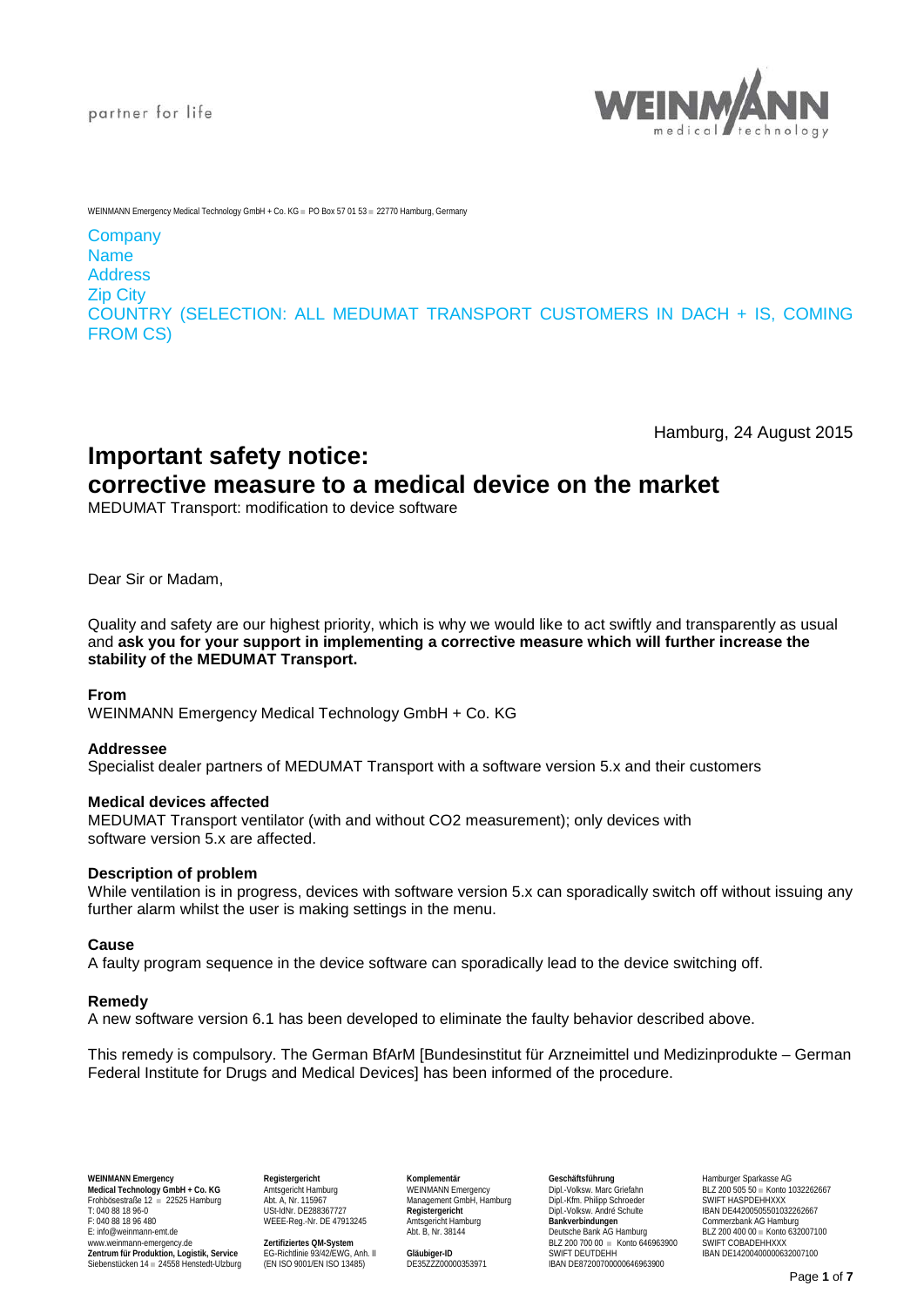partner for life

WEINMANN Emergency Medical Technology GmbH + Co. KG ■ PO Box 57 01 53 ■ 22770 Hamburg, Germany

Company
Name
Address
Zip City
COUNTRY (SELECTION: ALL MEDUMAT TRANSPORT CUSTOMERS IN DACH + IS, COMING FROM CS)

Hamburg, 24 August 2015

# Important safety notice: corrective measure to a medical device on the market

MEDUMAT Transport: modification to device software

Dear Sir or Madam,

Quality and safety are our highest priority, which is why we would like to act swiftly and transparently as usual and **ask you for your support in implementing a corrective measure which will further increase the stability of the MEDUMAT Transport.**

**From**
WEINMANN Emergency Medical Technology GmbH + Co. KG

**Addressee**
Specialist dealer partners of MEDUMAT Transport with a software version 5.x and their customers

**Medical devices affected**
MEDUMAT Transport ventilator (with and without CO2 measurement); only devices with software version 5.x are affected.

**Description of problem**
While ventilation is in progress, devices with software version 5.x can sporadically switch off without issuing any further alarm whilst the user is making settings in the menu.

**Cause**
A faulty program sequence in the device software can sporadically lead to the device switching off.

**Remedy**
A new software version 6.1 has been developed to eliminate the faulty behavior described above.

This remedy is compulsory. The German BfArM [Bundesinstitut für Arzneimittel und Medizinprodukte – German Federal Institute for Drugs and Medical Devices] has been informed of the procedure.

**WEINMANN Emergency Medical Technology GmbH + Co. KG**
Frohbösestraße 12 ■ 22525 Hamburg
T: 040 88 18 96-0
F: 040 88 18 96 480
E: info@weinmann-emt.de
www.weinmann-emergency.de
**Zentrum für Produktion, Logistik, Service**
Siebenstücken 14 ■ 24558 Henstedt-Ulzburg

**Registergericht**
Amtsgericht Hamburg
Abt. A, Nr. 115967
USt-IdNr. DE288367727
WEEE-Reg.-Nr. DE 47913245

**Zertifiziertes QM-System**
EG-Richtlinie 93/42/EWG, Anh. II
(EN ISO 9001/EN ISO 13485)

**Komplementär**
WEINMANN Emergency Management GmbH, Hamburg
**Registergericht**
Amtsgericht Hamburg
Abt. B, Nr. 38144

**Gläubiger-ID**
DE35ZZZ00000353971

**Geschäftsführung**
Dipl.-Volksw. Marc Griefahn
Dipl.-Kfm. Philipp Schroeder
Dipl.-Volksw. André Schulte
**Bankverbindungen**
Deutsche Bank AG Hamburg
BLZ 200 700 00 ■ Konto 646963900
SWIFT DEUTDEHH
IBAN DE87200700000646963900

Hamburger Sparkasse AG
BLZ 200 505 50 ■ Konto 1032262667
SWIFT HASPDEHHXXX
IBAN DE44200505501032262667
Commerzbank AG Hamburg
BLZ 200 400 00 ■ Konto 632007100
SWIFT COBADEHHXXX
IBAN DE14200400000632007100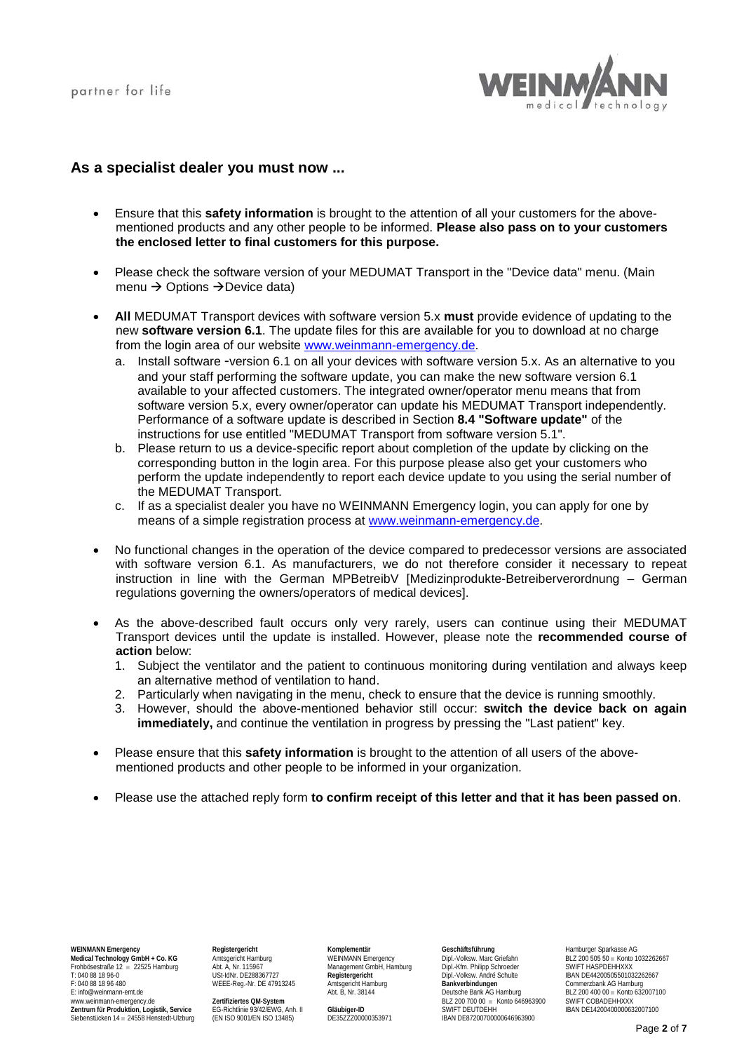## As a specialist dealer you must now ...

- Ensure that this **safety information** is brought to the attention of all your customers for the above-mentioned products and any other people to be informed. **Please also pass on to your customers the enclosed letter to final customers for this purpose.**

- Please check the software version of your MEDUMAT Transport in the "Device data" menu. (Main menu → Options →Device data)

- **All** MEDUMAT Transport devices with software version 5.x **must** provide evidence of updating to the new **software version 6.1**. The update files for this are available for you to download at no charge from the login area of our website www.weinmann-emergency.de.
  a. Install software -version 6.1 on all your devices with software version 5.x. As an alternative to you and your staff performing the software update, you can make the new software version 6.1 available to your affected customers. The integrated owner/operator menu means that from software version 5.x, every owner/operator can update his MEDUMAT Transport independently. Performance of a software update is described in Section **8.4 "Software update"** of the instructions for use entitled "MEDUMAT Transport from software version 5.1".
  b. Please return to us a device-specific report about completion of the update by clicking on the corresponding button in the login area. For this purpose please also get your customers who perform the update independently to report each device update to you using the serial number of the MEDUMAT Transport.
  c. If as a specialist dealer you have no WEINMANN Emergency login, you can apply for one by means of a simple registration process at www.weinmann-emergency.de.

- No functional changes in the operation of the device compared to predecessor versions are associated with software version 6.1. As manufacturers, we do not therefore consider it necessary to repeat instruction in line with the German MPBetreibV [Medizinprodukte-Betreiberverordnung – German regulations governing the owners/operators of medical devices].

- As the above-described fault occurs only very rarely, users can continue using their MEDUMAT Transport devices until the update is installed. However, please note the **recommended course of action** below:
  1. Subject the ventilator and the patient to continuous monitoring during ventilation and always keep an alternative method of ventilation to hand.
  2. Particularly when navigating in the menu, check to ensure that the device is running smoothly.
  3. However, should the above-mentioned behavior still occur: **switch the device back on again immediately,** and continue the ventilation in progress by pressing the "Last patient" key.

- Please ensure that this **safety information** is brought to the attention of all users of the above-mentioned products and other people to be informed in your organization.

- Please use the attached reply form **to confirm receipt of this letter and that it has been passed on**.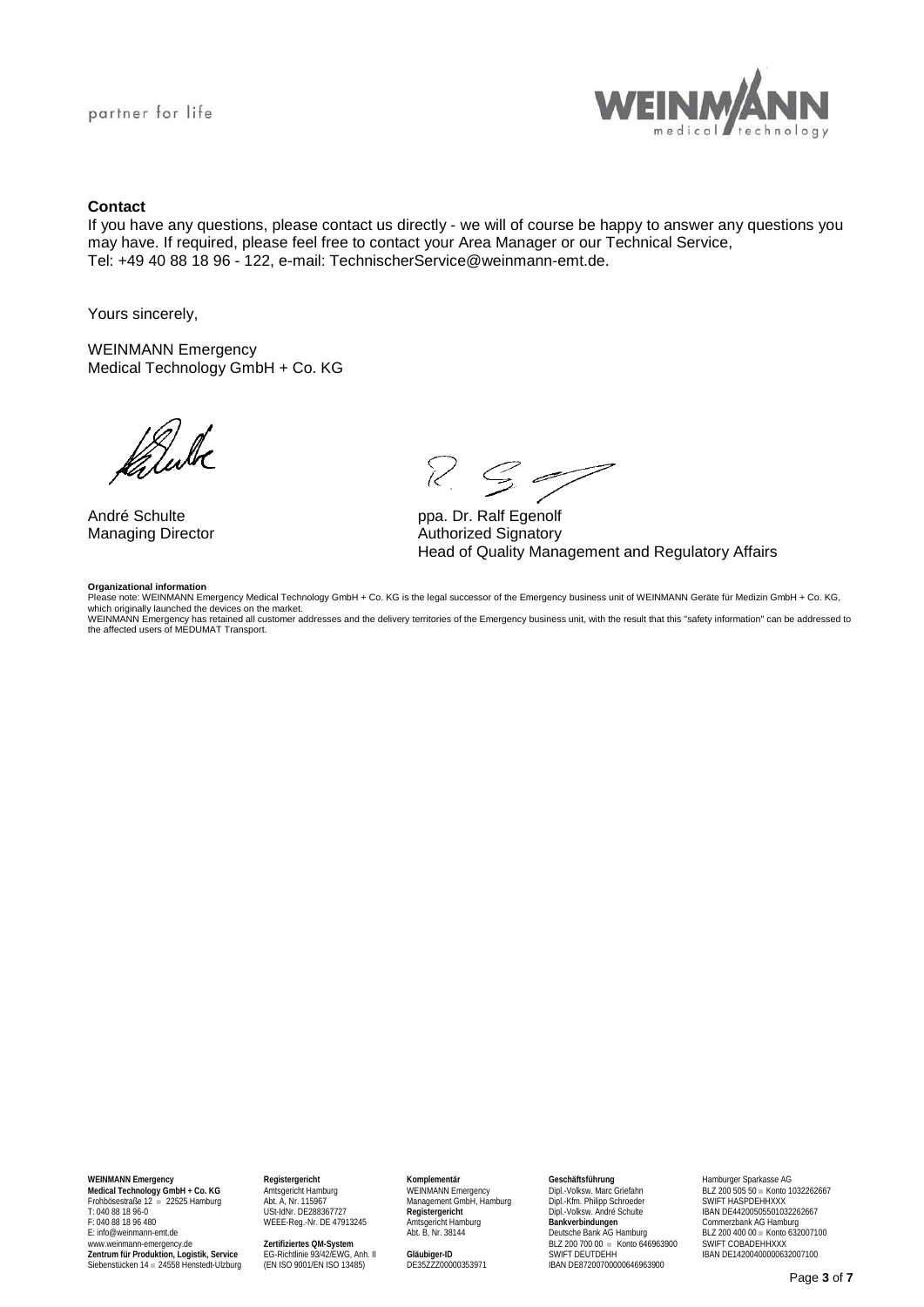### Contact

If you have any questions, please contact us directly - we will of course be happy to answer any questions you may have. If required, please feel free to contact your Area Manager or our Technical Service, Tel: +49 40 88 18 96 - 122, e-mail: TechnischerService@weinmann-emt.de.

Yours sincerely,

WEINMANN Emergency
Medical Technology GmbH + Co. KG

André Schulte
Managing Director

ppa. Dr. Ralf Egenolf
Authorized Signatory
Head of Quality Management and Regulatory Affairs

**Organizational information**
Please note: WEINMANN Emergency Medical Technology GmbH + Co. KG is the legal successor of the Emergency business unit of WEINMANN Geräte für Medizin GmbH + Co. KG, which originally launched the devices on the market.
WEINMANN Emergency has retained all customer addresses and the delivery territories of the Emergency business unit, with the result that this "safety information" can be addressed to the affected users of MEDUMAT Transport.

**WEINMANN Emergency Medical Technology GmbH + Co. KG**
Frohbösestraße 12 ▪ 22525 Hamburg
T: 040 88 18 96-0
F: 040 88 18 96 480
E: info@weinmann-emt.de
www.weinmann-emergency.de
**Zentrum für Produktion, Logistik, Service**
Siebenstücken 14 ▪ 24558 Henstedt-Ulzburg

**Registergericht**
Amtsgericht Hamburg
Abt. A, Nr. 115967
USt-IdNr. DE288367727
WEEE-Reg.-Nr. DE 47913245

**Zertifiziertes QM-System**
EG-Richtlinie 93/42/EWG, Anh. II
(EN ISO 9001/EN ISO 13485)

**Komplementär**
WEINMANN Emergency
Management GmbH, Hamburg
**Registergericht**
Amtsgericht Hamburg
Abt. B, Nr. 38144

**Gläubiger-ID**
DE35ZZZ00000353971

**Geschäftsführung**
Dipl.-Volksw. Marc Griefahn
Dipl.-Kfm. Philipp Schroeder
Dipl.-Volksw. André Schulte
**Bankverbindungen**
Deutsche Bank AG Hamburg
BLZ 200 700 00 ▪ Konto 646963900
SWIFT DEUTDEHH
IBAN DE87200700000646963900

Hamburger Sparkasse AG
BLZ 200 505 50 ▪ Konto 1032262667
SWIFT HASPDEHHXXX
IBAN DE44200505501032262667
Commerzbank AG Hamburg
BLZ 200 400 00 ▪ Konto 632007100
SWIFT COBADEHHXXX
IBAN DE14200400000632007100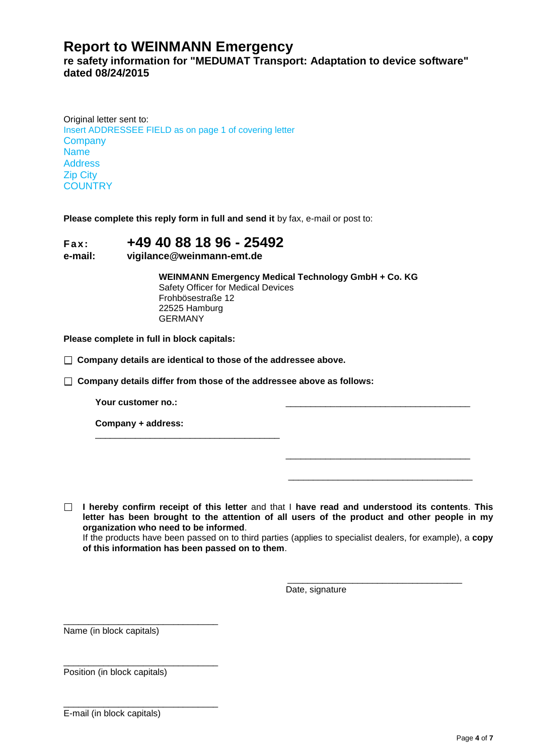# Report to WEINMANN Emergency

**re safety information for "MEDUMAT Transport: Adaptation to device software" dated 08/24/2015**

Original letter sent to:
Insert ADDRESSEE FIELD as on page 1 of covering letter
Company
Name
Address
Zip City
COUNTRY

**Please complete this reply form in full and send it** by fax, e-mail or post to:

**Fax:** **+49 40 88 18 96 - 25492**
**e-mail:** **vigilance@weinmann-emt.de**

**WEINMANN Emergency Medical Technology GmbH + Co. KG**
Safety Officer for Medical Devices
Frohbösestraße 12
22525 Hamburg
GERMANY

**Please complete in full in block capitals:**

☐ **Company details are identical to those of the addressee above.**

☐ **Company details differ from those of the addressee above as follows:**

**Your customer no.:** ______________________________________

**Company + address:** ______________________________________

______________________________________

______________________________________

☐ **I hereby confirm receipt of this letter** and that I **have read and understood its contents**. **This letter has been brought to the attention of all users of the product and other people in my organization who need to be informed**.
If the products have been passed on to third parties (applies to specialist dealers, for example), a **copy of this information has been passed on to them**.

____________________________________
Date, signature

________________________________
Name (in block capitals)

________________________________
Position (in block capitals)

________________________________
E-mail (in block capitals)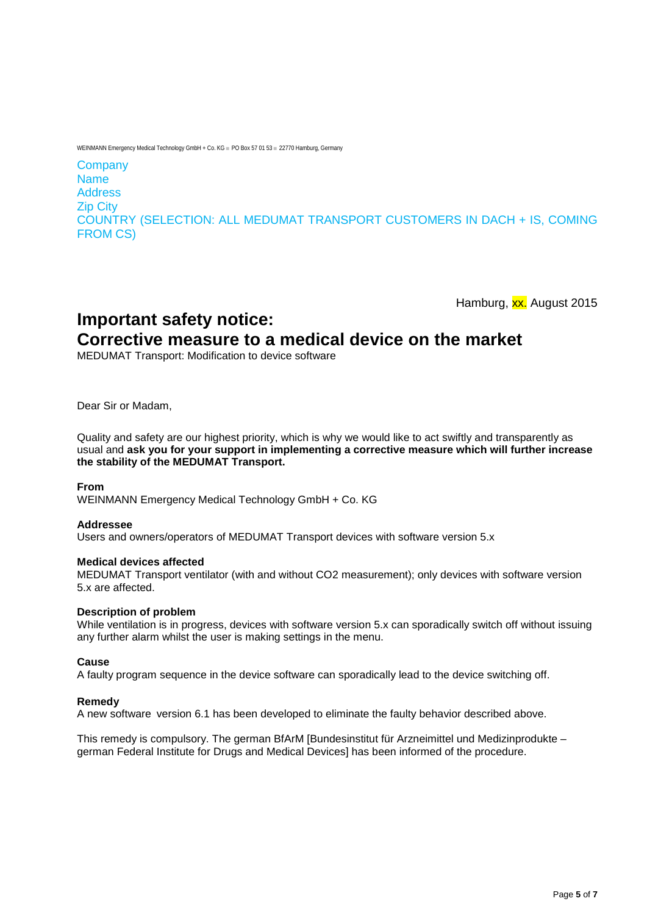WEINMANN Emergency Medical Technology GmbH + Co. KG ▪ PO Box 57 01 53 ▪ 22770 Hamburg, Germany

Company
Name
Address
Zip City
COUNTRY (SELECTION: ALL MEDUMAT TRANSPORT CUSTOMERS IN DACH + IS, COMING FROM CS)

Hamburg, xx. August 2015

# Important safety notice: Corrective measure to a medical device on the market

MEDUMAT Transport: Modification to device software

Dear Sir or Madam,

Quality and safety are our highest priority, which is why we would like to act swiftly and transparently as usual and **ask you for your support in implementing a corrective measure which will further increase the stability of the MEDUMAT Transport.**

**From**
WEINMANN Emergency Medical Technology GmbH + Co. KG

**Addressee**
Users and owners/operators of MEDUMAT Transport devices with software version 5.x

**Medical devices affected**
MEDUMAT Transport ventilator (with and without $CO_2$ measurement); only devices with software version 5.x are affected.

**Description of problem**
While ventilation is in progress, devices with software version 5.x can sporadically switch off without issuing any further alarm whilst the user is making settings in the menu.

**Cause**
A faulty program sequence in the device software can sporadically lead to the device switching off.

**Remedy**
A new software version 6.1 has been developed to eliminate the faulty behavior described above.

This remedy is compulsory. The german BfArM [Bundesinstitut für Arzneimittel und Medizinprodukte – german Federal Institute for Drugs and Medical Devices] has been informed of the procedure.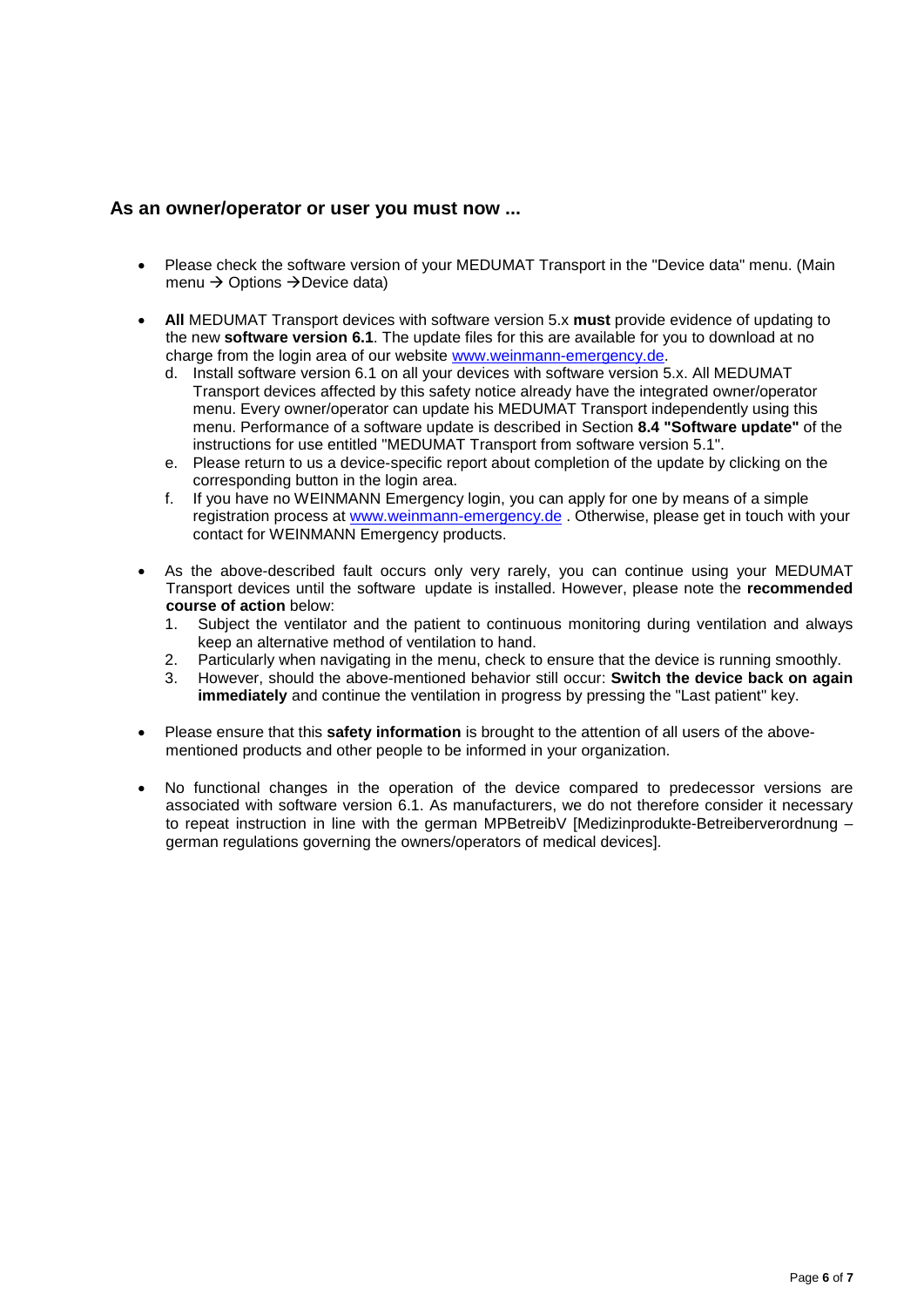## As an owner/operator or user you must now ...

- Please check the software version of your MEDUMAT Transport in the "Device data" menu. (Main menu → Options → Device data)

- **All** MEDUMAT Transport devices with software version 5.x **must** provide evidence of updating to the new **software version 6.1**. The update files for this are available for you to download at no charge from the login area of our website www.weinmann-emergency.de.
  d. Install software version 6.1 on all your devices with software version 5.x. All MEDUMAT Transport devices affected by this safety notice already have the integrated owner/operator menu. Every owner/operator can update his MEDUMAT Transport independently using this menu. Performance of a software update is described in Section **8.4 "Software update"** of the instructions for use entitled "MEDUMAT Transport from software version 5.1".
  e. Please return to us a device-specific report about completion of the update by clicking on the corresponding button in the login area.
  f. If you have no WEINMANN Emergency login, you can apply for one by means of a simple registration process at www.weinmann-emergency.de . Otherwise, please get in touch with your contact for WEINMANN Emergency products.

- As the above-described fault occurs only very rarely, you can continue using your MEDUMAT Transport devices until the software update is installed. However, please note the **recommended course of action** below:
  1. Subject the ventilator and the patient to continuous monitoring during ventilation and always keep an alternative method of ventilation to hand.
  2. Particularly when navigating in the menu, check to ensure that the device is running smoothly.
  3. However, should the above-mentioned behavior still occur: **Switch the device back on again immediately** and continue the ventilation in progress by pressing the "Last patient" key.

- Please ensure that this **safety information** is brought to the attention of all users of the above-mentioned products and other people to be informed in your organization.

- No functional changes in the operation of the device compared to predecessor versions are associated with software version 6.1. As manufacturers, we do not therefore consider it necessary to repeat instruction in line with the german MPBetreibV [Medizinprodukte-Betreiberverordnung – german regulations governing the owners/operators of medical devices].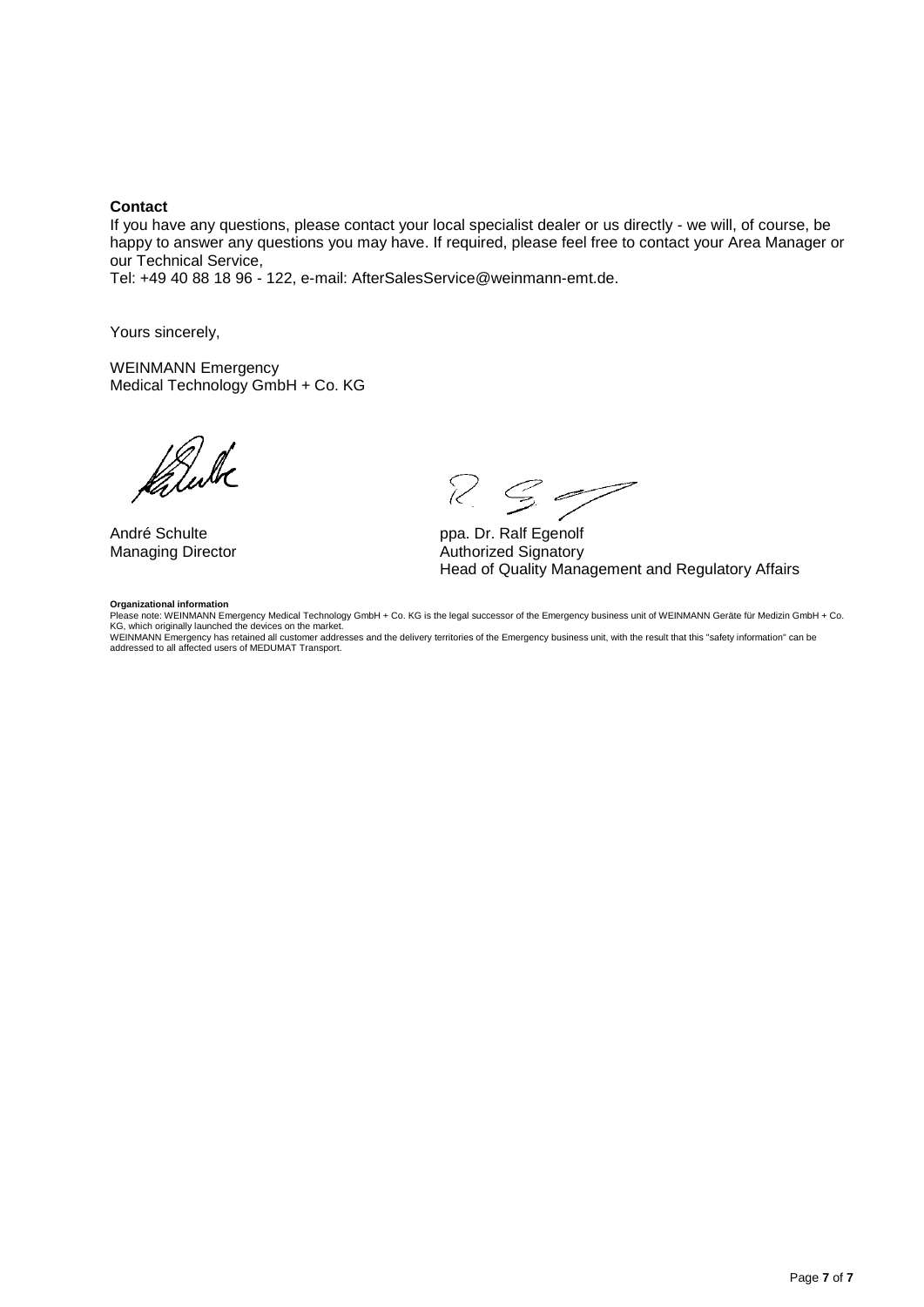**Contact**

If you have any questions, please contact your local specialist dealer or us directly - we will, of course, be happy to answer any questions you may have. If required, please feel free to contact your Area Manager or our Technical Service,
Tel: +49 40 88 18 96 - 122, e-mail: AfterSalesService@weinmann-emt.de.

Yours sincerely,

WEINMANN Emergency
Medical Technology GmbH + Co. KG

André Schulte
Managing Director

ppa. Dr. Ralf Egenolf
Authorized Signatory
Head of Quality Management and Regulatory Affairs

**Organizational information**

Please note: WEINMANN Emergency Medical Technology GmbH + Co. KG is the legal successor of the Emergency business unit of WEINMANN Geräte für Medizin GmbH + Co. KG, which originally launched the devices on the market.
WEINMANN Emergency has retained all customer addresses and the delivery territories of the Emergency business unit, with the result that this "safety information" can be addressed to all affected users of MEDUMAT Transport.